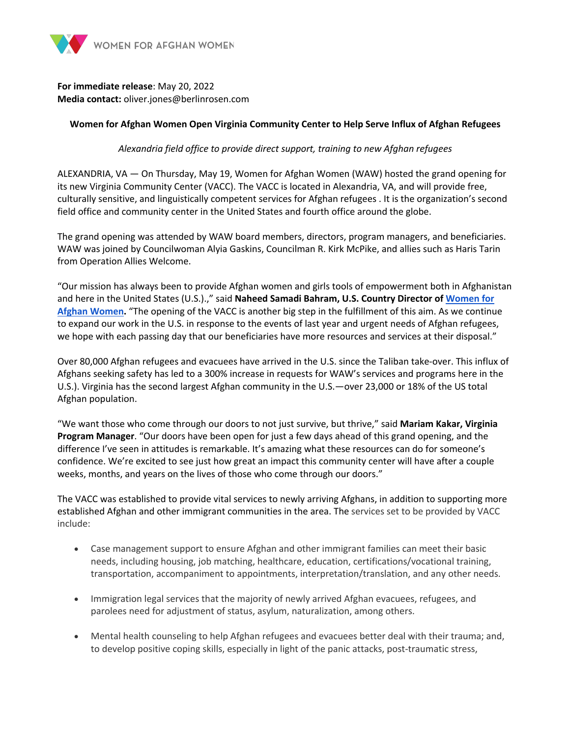WOMEN FOR AFGHAN WOMEN

**For immediate release**: May 20, 2022
**Media contact:** oliver.jones@berlinrosen.com

**Women for Afghan Women Open Virginia Community Center to Help Serve Influx of Afghan Refugees**

*Alexandria field office to provide direct support, training to new Afghan refugees*

ALEXANDRIA, VA — On Thursday, May 19, Women for Afghan Women (WAW) hosted the grand opening for its new Virginia Community Center (VACC). The VACC is located in Alexandria, VA, and will provide free, culturally sensitive, and linguistically competent services for Afghan refugees . It is the organization's second field office and community center in the United States and fourth office around the globe.

The grand opening was attended by WAW board members, directors, program managers, and beneficiaries. WAW was joined by Councilwoman Alyia Gaskins, Councilman R. Kirk McPike, and allies such as Haris Tarin from Operation Allies Welcome.

"Our mission has always been to provide Afghan women and girls tools of empowerment both in Afghanistan and here in the United States (U.S.).," said **Naheed Samadi Bahram, U.S. Country Director of Women for Afghan Women.** "The opening of the VACC is another big step in the fulfillment of this aim. As we continue to expand our work in the U.S. in response to the events of last year and urgent needs of Afghan refugees, we hope with each passing day that our beneficiaries have more resources and services at their disposal."

Over 80,000 Afghan refugees and evacuees have arrived in the U.S. since the Taliban take-over. This influx of Afghans seeking safety has led to a 300% increase in requests for WAW's services and programs here in the U.S.). Virginia has the second largest Afghan community in the U.S.—over 23,000 or 18% of the US total Afghan population.

"We want those who come through our doors to not just survive, but thrive," said **Mariam Kakar, Virginia Program Manager**. "Our doors have been open for just a few days ahead of this grand opening, and the difference I've seen in attitudes is remarkable. It's amazing what these resources can do for someone's confidence. We're excited to see just how great an impact this community center will have after a couple weeks, months, and years on the lives of those who come through our doors."

The VACC was established to provide vital services to newly arriving Afghans, in addition to supporting more established Afghan and other immigrant communities in the area. The services set to be provided by VACC include:

- Case management support to ensure Afghan and other immigrant families can meet their basic needs, including housing, job matching, healthcare, education, certifications/vocational training, transportation, accompaniment to appointments, interpretation/translation, and any other needs.

- Immigration legal services that the majority of newly arrived Afghan evacuees, refugees, and parolees need for adjustment of status, asylum, naturalization, among others.

- Mental health counseling to help Afghan refugees and evacuees better deal with their trauma; and, to develop positive coping skills, especially in light of the panic attacks, post-traumatic stress,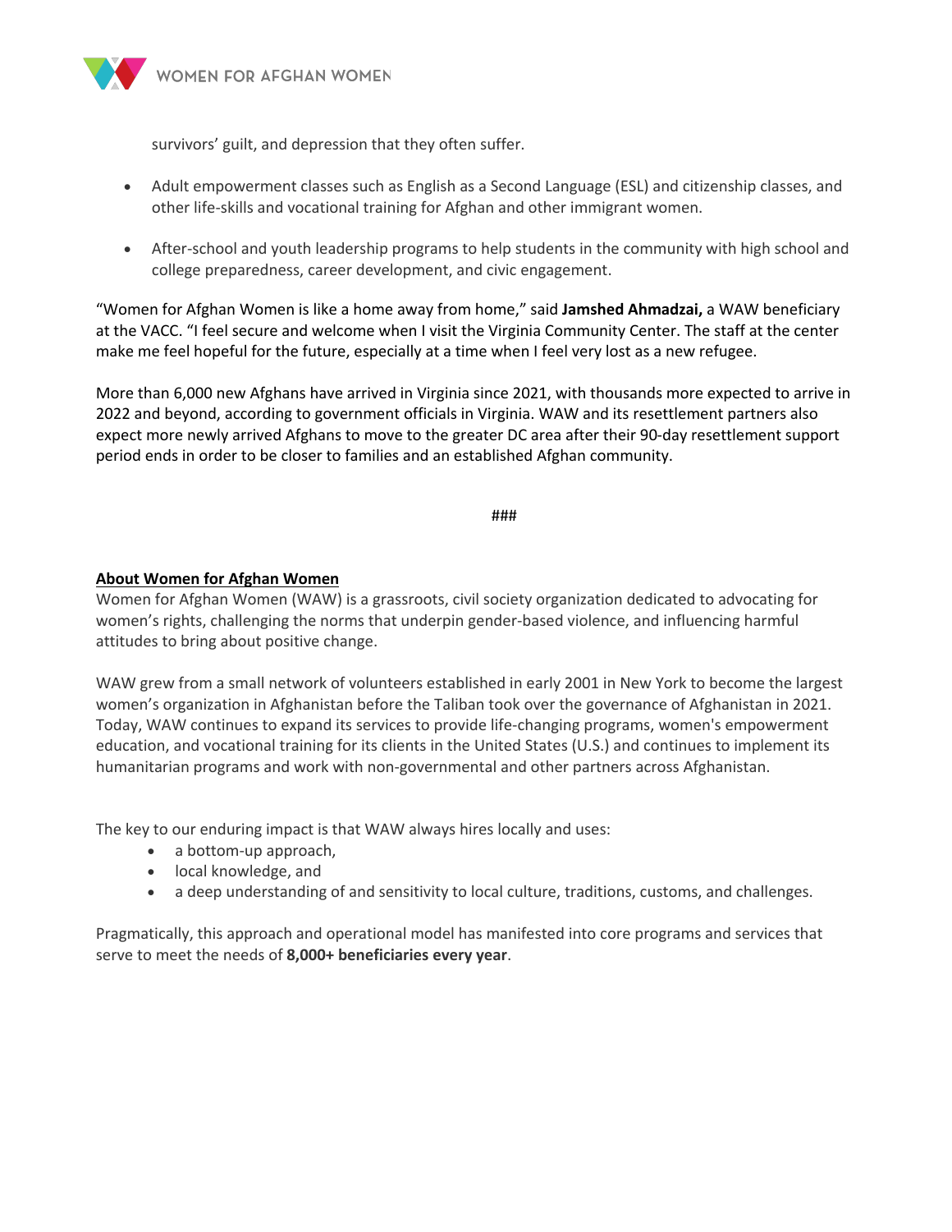survivors' guilt, and depression that they often suffer.

- Adult empowerment classes such as English as a Second Language (ESL) and citizenship classes, and other life-skills and vocational training for Afghan and other immigrant women.
- After-school and youth leadership programs to help students in the community with high school and college preparedness, career development, and civic engagement.

"Women for Afghan Women is like a home away from home," said **Jamshed Ahmadzai,** a WAW beneficiary at the VACC. "I feel secure and welcome when I visit the Virginia Community Center. The staff at the center make me feel hopeful for the future, especially at a time when I feel very lost as a new refugee.

More than 6,000 new Afghans have arrived in Virginia since 2021, with thousands more expected to arrive in 2022 and beyond, according to government officials in Virginia. WAW and its resettlement partners also expect more newly arrived Afghans to move to the greater DC area after their 90-day resettlement support period ends in order to be closer to families and an established Afghan community.

###

**About Women for Afghan Women**

Women for Afghan Women (WAW) is a grassroots, civil society organization dedicated to advocating for women's rights, challenging the norms that underpin gender-based violence, and influencing harmful attitudes to bring about positive change.

WAW grew from a small network of volunteers established in early 2001 in New York to become the largest women's organization in Afghanistan before the Taliban took over the governance of Afghanistan in 2021. Today, WAW continues to expand its services to provide life-changing programs, women's empowerment education, and vocational training for its clients in the United States (U.S.) and continues to implement its humanitarian programs and work with non-governmental and other partners across Afghanistan.

The key to our enduring impact is that WAW always hires locally and uses:

- a bottom-up approach,
- local knowledge, and
- a deep understanding of and sensitivity to local culture, traditions, customs, and challenges.

Pragmatically, this approach and operational model has manifested into core programs and services that serve to meet the needs of **8,000+ beneficiaries every year**.